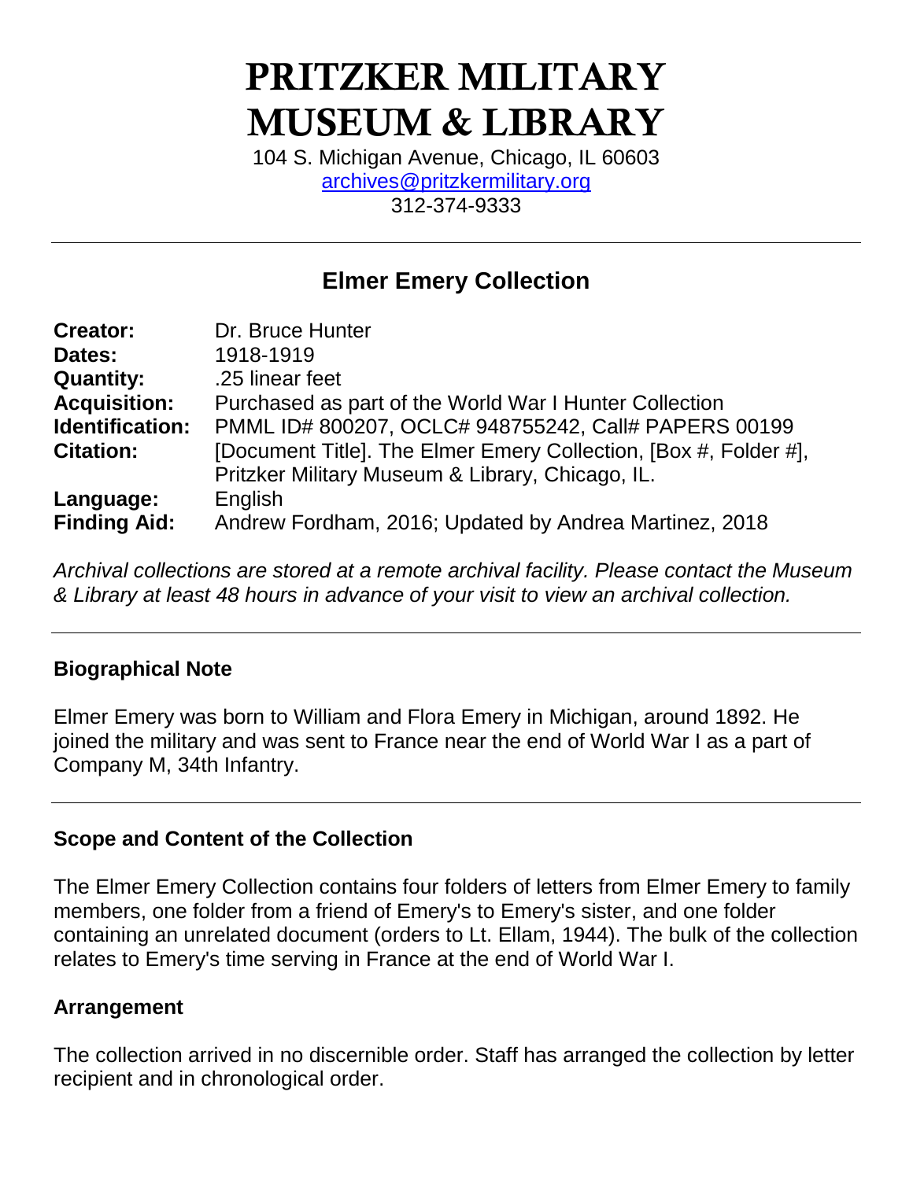# PRITZKER MILITARY MUSEUM & LIBRARY

104 S. Michigan Avenue, Chicago, IL 60603
archives@pritzkermilitary.org
312-374-9333

---

## Elmer Emery Collection

| | |
|---|---|
| **Creator:** | Dr. Bruce Hunter |
| **Dates:** | 1918-1919 |
| **Quantity:** | .25 linear feet |
| **Acquisition:** | Purchased as part of the World War I Hunter Collection |
| **Identification:** | PMML ID# 800207, OCLC# 948755242, Call# PAPERS 00199 |
| **Citation:** | [Document Title]. The Elmer Emery Collection, [Box #, Folder #], Pritzker Military Museum & Library, Chicago, IL. |
| **Language:** | English |
| **Finding Aid:** | Andrew Fordham, 2016; Updated by Andrea Martinez, 2018 |

*Archival collections are stored at a remote archival facility. Please contact the Museum & Library at least 48 hours in advance of your visit to view an archival collection.*

---

### Biographical Note

Elmer Emery was born to William and Flora Emery in Michigan, around 1892. He joined the military and was sent to France near the end of World War I as a part of Company M, 34th Infantry.

---

### Scope and Content of the Collection

The Elmer Emery Collection contains four folders of letters from Elmer Emery to family members, one folder from a friend of Emery's to Emery's sister, and one folder containing an unrelated document (orders to Lt. Ellam, 1944). The bulk of the collection relates to Emery's time serving in France at the end of World War I.

### Arrangement

The collection arrived in no discernible order. Staff has arranged the collection by letter recipient and in chronological order.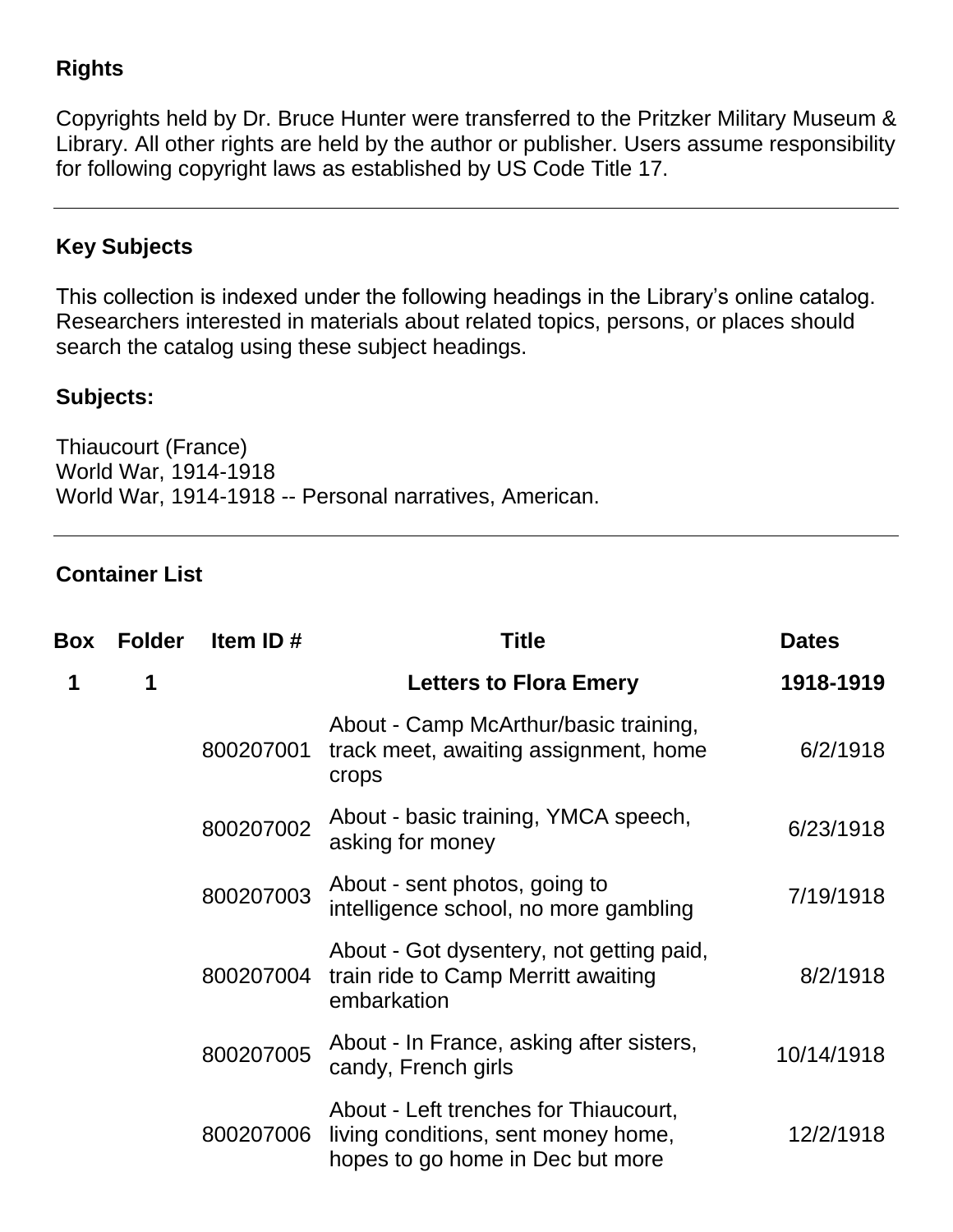## Rights

Copyrights held by Dr. Bruce Hunter were transferred to the Pritzker Military Museum & Library. All other rights are held by the author or publisher. Users assume responsibility for following copyright laws as established by US Code Title 17.

## Key Subjects

This collection is indexed under the following headings in the Library's online catalog. Researchers interested in materials about related topics, persons, or places should search the catalog using these subject headings.

### Subjects:

Thiaucourt (France)
World War, 1914-1918
World War, 1914-1918 -- Personal narratives, American.

## Container List

| Box | Folder | Item ID # | Title | Dates |
|---|---|---|---|---|
| **1** | **1** | | **Letters to Flora Emery** | **1918-1919** |
| | | 800207001 | About - Camp McArthur/basic training, track meet, awaiting assignment, home crops | 6/2/1918 |
| | | 800207002 | About - basic training, YMCA speech, asking for money | 6/23/1918 |
| | | 800207003 | About - sent photos, going to intelligence school, no more gambling | 7/19/1918 |
| | | 800207004 | About - Got dysentery, not getting paid, train ride to Camp Merritt awaiting embarkation | 8/2/1918 |
| | | 800207005 | About - In France, asking after sisters, candy, French girls | 10/14/1918 |
| | | 800207006 | About - Left trenches for Thiaucourt, living conditions, sent money home, hopes to go home in Dec but more | 12/2/1918 |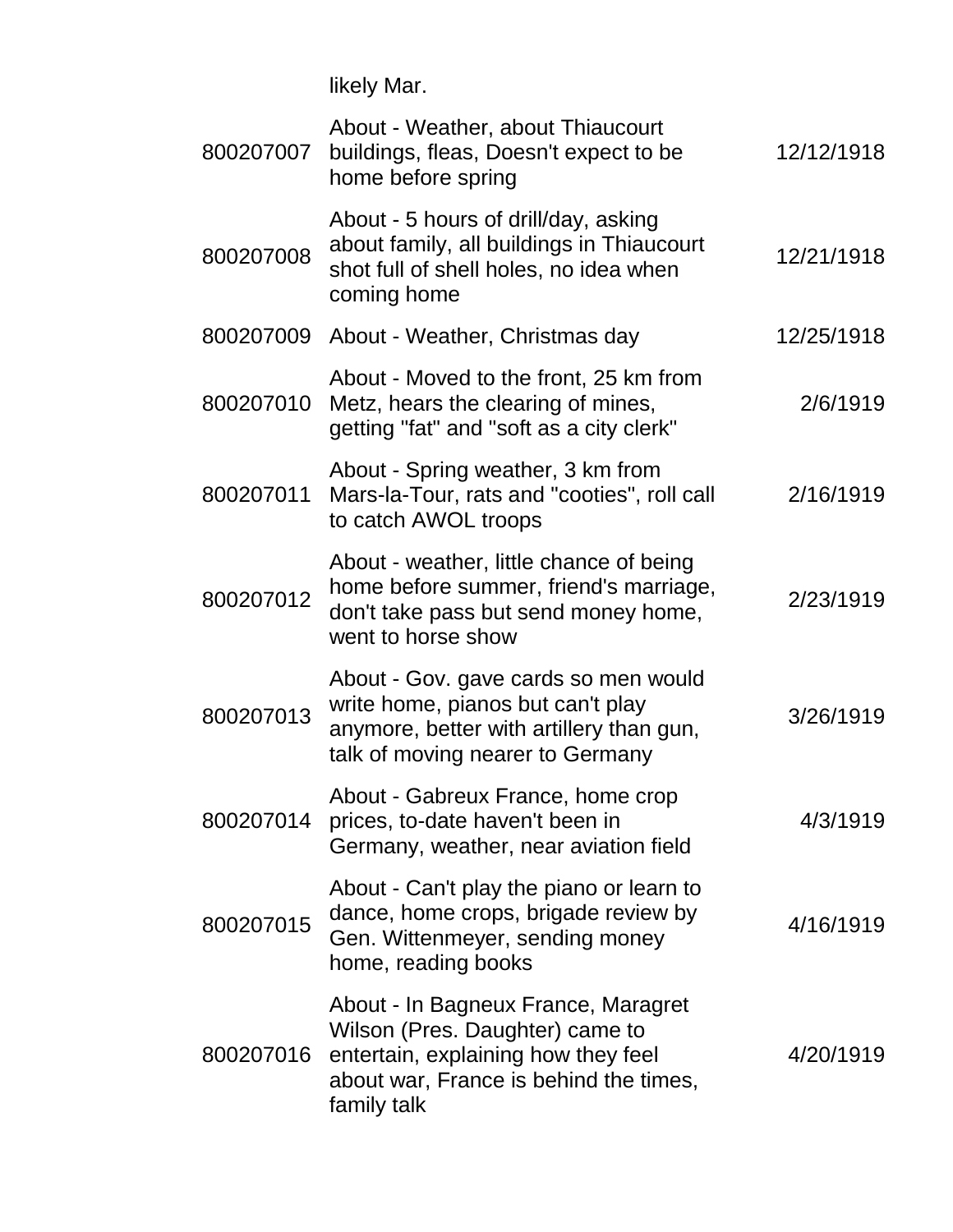| | likely Mar. | |
|---|---|---|
| 800207007 | About - Weather, about Thiaucourt buildings, fleas, Doesn't expect to be home before spring | 12/12/1918 |
| 800207008 | About - 5 hours of drill/day, asking about family, all buildings in Thiaucourt shot full of shell holes, no idea when coming home | 12/21/1918 |
| 800207009 | About - Weather, Christmas day | 12/25/1918 |
| 800207010 | About - Moved to the front, 25 km from Metz, hears the clearing of mines, getting "fat" and "soft as a city clerk" | 2/6/1919 |
| 800207011 | About - Spring weather, 3 km from Mars-la-Tour, rats and "cooties", roll call to catch AWOL troops | 2/16/1919 |
| 800207012 | About - weather, little chance of being home before summer, friend's marriage, don't take pass but send money home, went to horse show | 2/23/1919 |
| 800207013 | About - Gov. gave cards so men would write home, pianos but can't play anymore, better with artillery than gun, talk of moving nearer to Germany | 3/26/1919 |
| 800207014 | About - Gabreux France, home crop prices, to-date haven't been in Germany, weather, near aviation field | 4/3/1919 |
| 800207015 | About - Can't play the piano or learn to dance, home crops, brigade review by Gen. Wittenmeyer, sending money home, reading books | 4/16/1919 |
| 800207016 | About - In Bagneux France, Maragret Wilson (Pres. Daughter) came to entertain, explaining how they feel about war, France is behind the times, family talk | 4/20/1919 |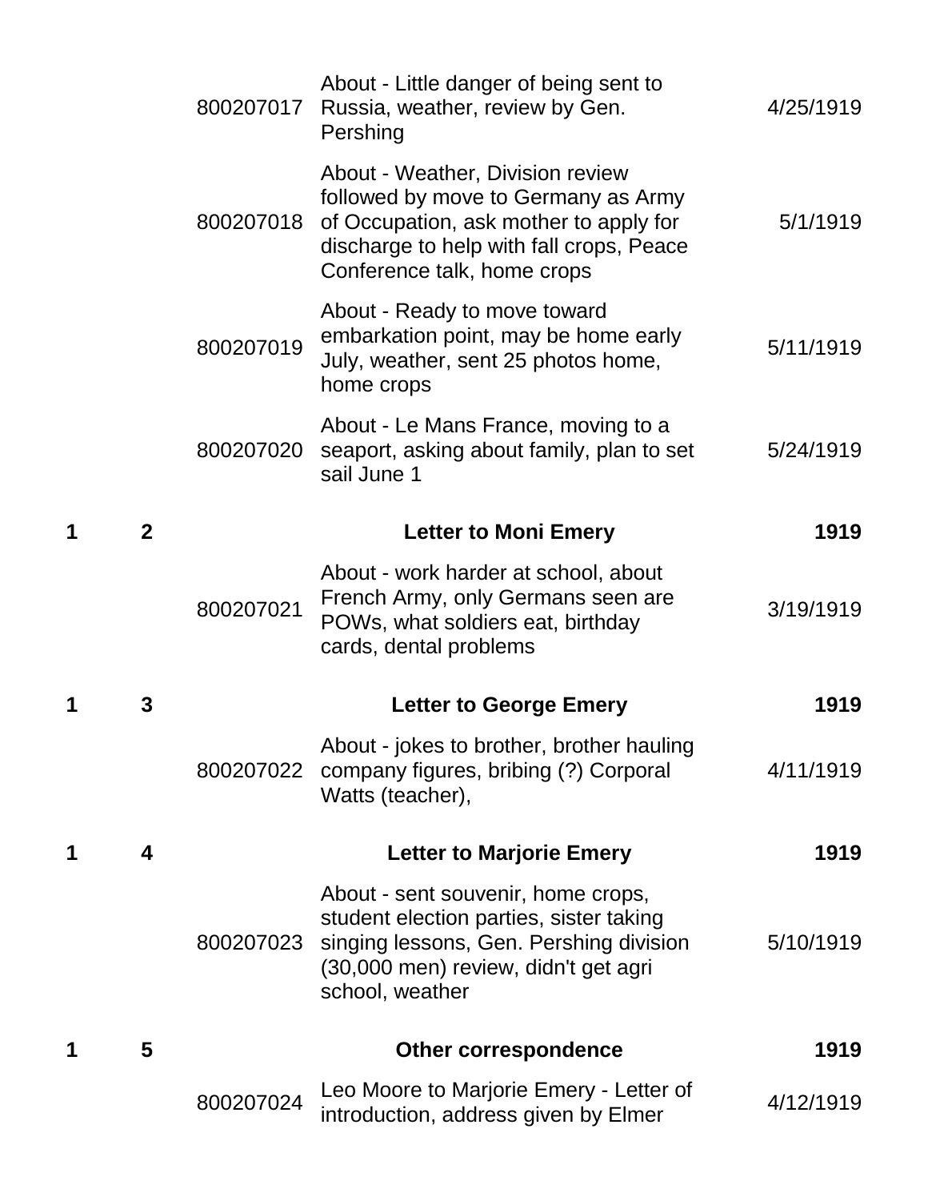| | | | | |
|---|---|---|---|---|
| | | 800207017 | About - Little danger of being sent to Russia, weather, review by Gen. Pershing | 4/25/1919 |
| | | 800207018 | About - Weather, Division review followed by move to Germany as Army of Occupation, ask mother to apply for discharge to help with fall crops, Peace Conference talk, home crops | 5/1/1919 |
| | | 800207019 | About - Ready to move toward embarkation point, may be home early July, weather, sent 25 photos home, home crops | 5/11/1919 |
| | | 800207020 | About - Le Mans France, moving to a seaport, asking about family, plan to set sail June 1 | 5/24/1919 |
| **1** | **2** | | **Letter to Moni Emery** | **1919** |
| | | 800207021 | About - work harder at school, about French Army, only Germans seen are POWs, what soldiers eat, birthday cards, dental problems | 3/19/1919 |
| **1** | **3** | | **Letter to George Emery** | **1919** |
| | | 800207022 | About - jokes to brother, brother hauling company figures, bribing (?) Corporal Watts (teacher), | 4/11/1919 |
| **1** | **4** | | **Letter to Marjorie Emery** | **1919** |
| | | 800207023 | About - sent souvenir, home crops, student election parties, sister taking singing lessons, Gen. Pershing division (30,000 men) review, didn't get agri school, weather | 5/10/1919 |
| **1** | **5** | | **Other correspondence** | **1919** |
| | | 800207024 | Leo Moore to Marjorie Emery - Letter of introduction, address given by Elmer | 4/12/1919 |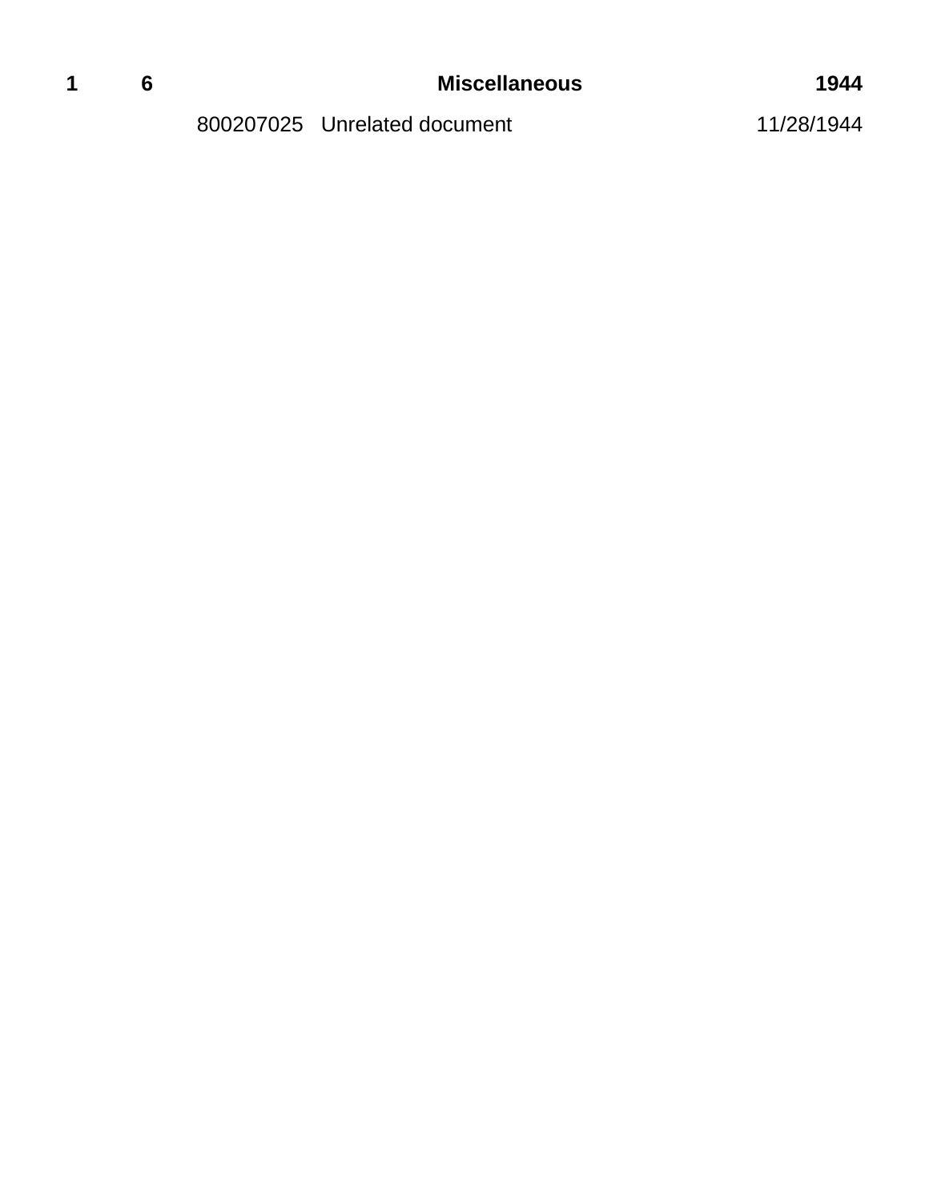| | | | | |
|---|---|---|---|---|
| **1** | **6** | | **Miscellaneous** | **1944** |
| | | 800207025 | Unrelated document | 11/28/1944 |